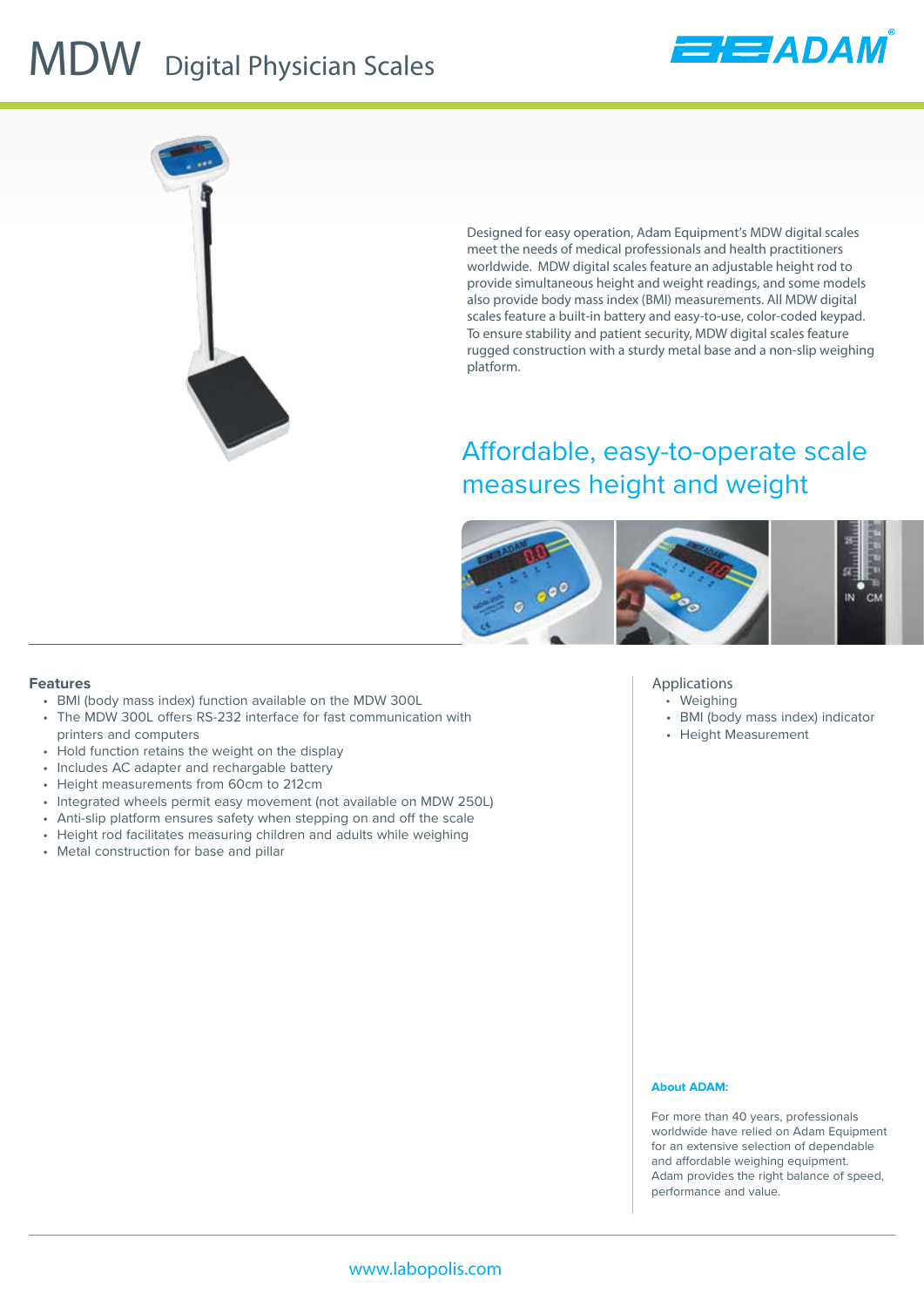# MDW Digital Physician Scales

Designed for easy operation, Adam Equipment's MDW digital scales meet the needs of medical professionals and health practitioners worldwide. MDW digital scales feature an adjustable height rod to provide simultaneous height and weight readings, and some models also provide body mass index (BMI) measurements. All MDW digital scales feature a built-in battery and easy-to-use, color-coded keypad. To ensure stability and patient security, MDW digital scales feature rugged construction with a sturdy metal base and a non-slip weighing platform.

## Affordable, easy-to-operate scale measures height and weight

### Features

- BMI (body mass index) function available on the MDW 300L
- The MDW 300L offers RS-232 interface for fast communication with printers and computers
- Hold function retains the weight on the display
- Includes AC adapter and rechargable battery
- Height measurements from 60cm to 212cm
- Integrated wheels permit easy movement (not available on MDW 250L)
- Anti-slip platform ensures safety when stepping on and off the scale
- Height rod facilitates measuring children and adults while weighing
- Metal construction for base and pillar

### Applications

- Weighing
- BMI (body mass index) indicator
- Height Measurement

**About ADAM:**

For more than 40 years, professionals worldwide have relied on Adam Equipment for an extensive selection of dependable and affordable weighing equipment. Adam provides the right balance of speed, performance and value.

www.labopolis.com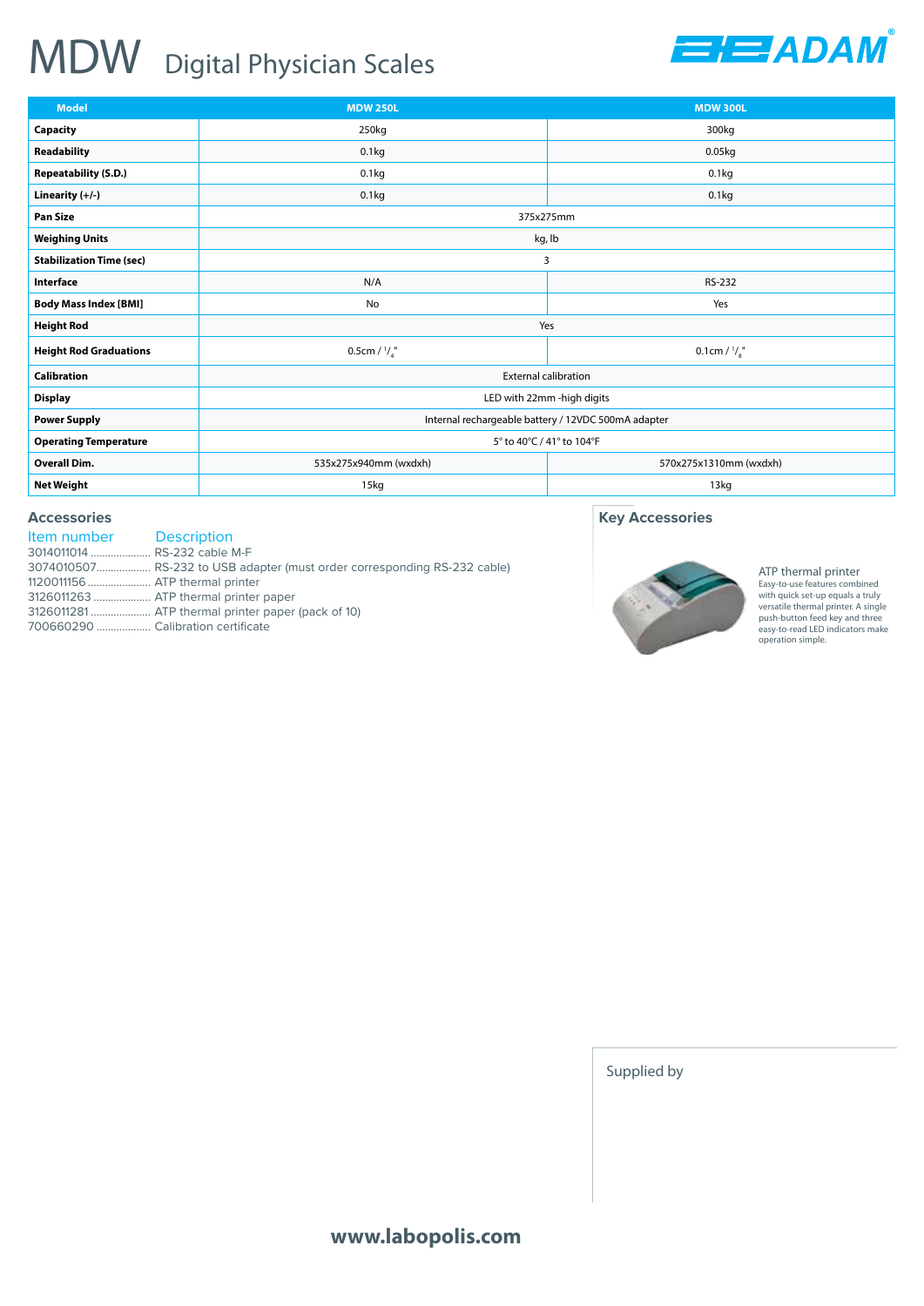# MDW Digital Physician Scales

| Model | MDW 250L | MDW 300L |
|---|---|---|
| **Capacity** | 250kg | 300kg |
| **Readability** | 0.1kg | 0.05kg |
| **Repeatability (S.D.)** | 0.1kg | 0.1kg |
| **Linearity (+/-)** | 0.1kg | 0.1kg |
| **Pan Size** | 375x275mm | |
| **Weighing Units** | kg, lb | |
| **Stabilization Time (sec)** | 3 | |
| **Interface** | N/A | RS-232 |
| **Body Mass Index [BMI]** | No | Yes |
| **Height Rod** | Yes | |
| **Height Rod Graduations** | 0.5cm / 1/4" | 0.1cm / 1/8" |
| **Calibration** | External calibration | |
| **Display** | LED with 22mm -high digits | |
| **Power Supply** | Internal rechargeable battery / 12VDC 500mA adapter | |
| **Operating Temperature** | 5° to 40°C / 41° to 104°F | |
| **Overall Dim.** | 535x275x940mm (wxdxh) | 570x275x1310mm (wxdxh) |
| **Net Weight** | 15kg | 13kg |

## Accessories

| Item number | Description |
|---|---|
| 3014011014 | RS-232 cable M-F |
| 3074010507 | RS-232 to USB adapter (must order corresponding RS-232 cable) |
| 1120011156 | ATP thermal printer |
| 3126011263 | ATP thermal printer paper |
| 3126011281 | ATP thermal printer paper (pack of 10) |
| 700660290 | Calibration certificate |

## Key Accessories

ATP thermal printer

Easy-to-use features combined with quick set-up equals a truly versatile thermal printer. A single push-button feed key and three easy-to-read LED indicators make operation simple.

Supplied by

www.labopolis.com